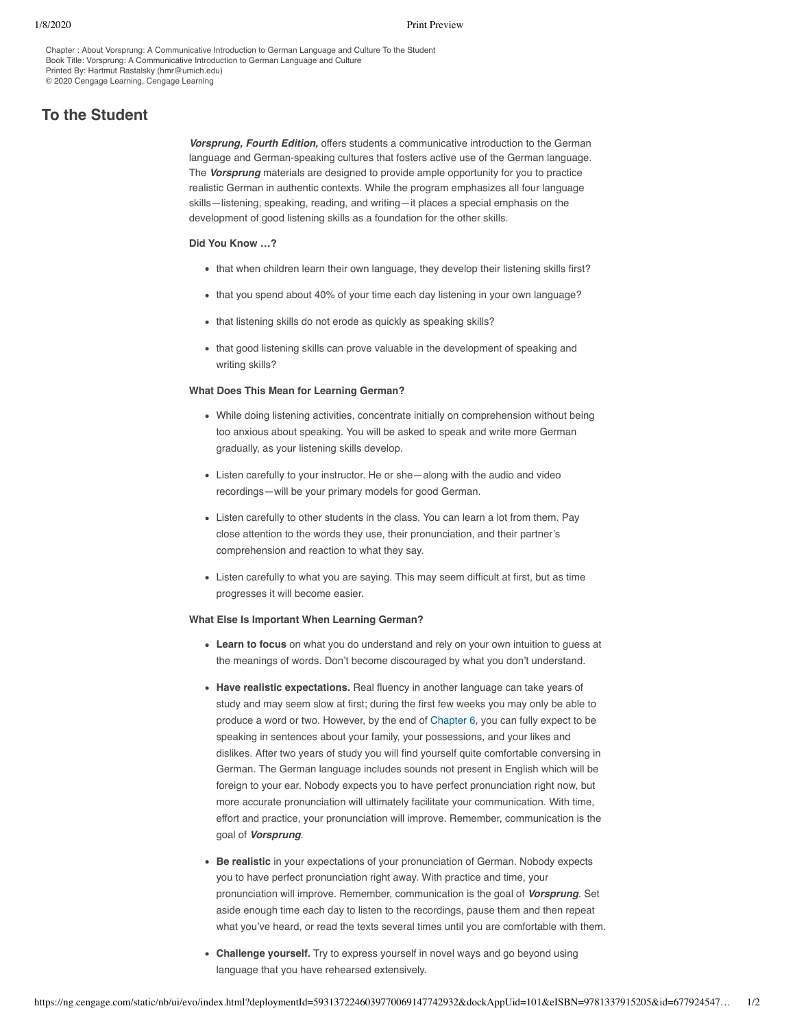Chapter : About Vorsprung: A Communicative Introduction to German Language and Culture To the Student
Book Title: Vorsprung: A Communicative Introduction to German Language and Culture
Printed By: Hartmut Rastalsky (hmr@umich.edu)
© 2020 Cengage Learning, Cengage Learning

# To the Student

***Vorsprung, Fourth Edition,*** offers students a communicative introduction to the German language and German-speaking cultures that fosters active use of the German language. The ***Vorsprung*** materials are designed to provide ample opportunity for you to practice realistic German in authentic contexts. While the program emphasizes all four language skills—listening, speaking, reading, and writing—it places a special emphasis on the development of good listening skills as a foundation for the other skills.

**Did You Know …?**

- that when children learn their own language, they develop their listening skills first?
- that you spend about 40% of your time each day listening in your own language?
- that listening skills do not erode as quickly as speaking skills?
- that good listening skills can prove valuable in the development of speaking and writing skills?

**What Does This Mean for Learning German?**

- While doing listening activities, concentrate initially on comprehension without being too anxious about speaking. You will be asked to speak and write more German gradually, as your listening skills develop.
- Listen carefully to your instructor. He or she—along with the audio and video recordings—will be your primary models for good German.
- Listen carefully to other students in the class. You can learn a lot from them. Pay close attention to the words they use, their pronunciation, and their partner's comprehension and reaction to what they say.
- Listen carefully to what you are saying. This may seem difficult at first, but as time progresses it will become easier.

**What Else Is Important When Learning German?**

- **Learn to focus** on what you do understand and rely on your own intuition to guess at the meanings of words. Don't become discouraged by what you don't understand.
- **Have realistic expectations.** Real fluency in another language can take years of study and may seem slow at first; during the first few weeks you may only be able to produce a word or two. However, by the end of Chapter 6, you can fully expect to be speaking in sentences about your family, your possessions, and your likes and dislikes. After two years of study you will find yourself quite comfortable conversing in German. The German language includes sounds not present in English which will be foreign to your ear. Nobody expects you to have perfect pronunciation right now, but more accurate pronunciation will ultimately facilitate your communication. With time, effort and practice, your pronunciation will improve. Remember, communication is the goal of ***Vorsprung***.
- **Be realistic** in your expectations of your pronunciation of German. Nobody expects you to have perfect pronunciation right away. With practice and time, your pronunciation will improve. Remember, communication is the goal of ***Vorsprung***. Set aside enough time each day to listen to the recordings, pause them and then repeat what you've heard, or read the texts several times until you are comfortable with them.
- **Challenge yourself.** Try to express yourself in novel ways and go beyond using language that you have rehearsed extensively.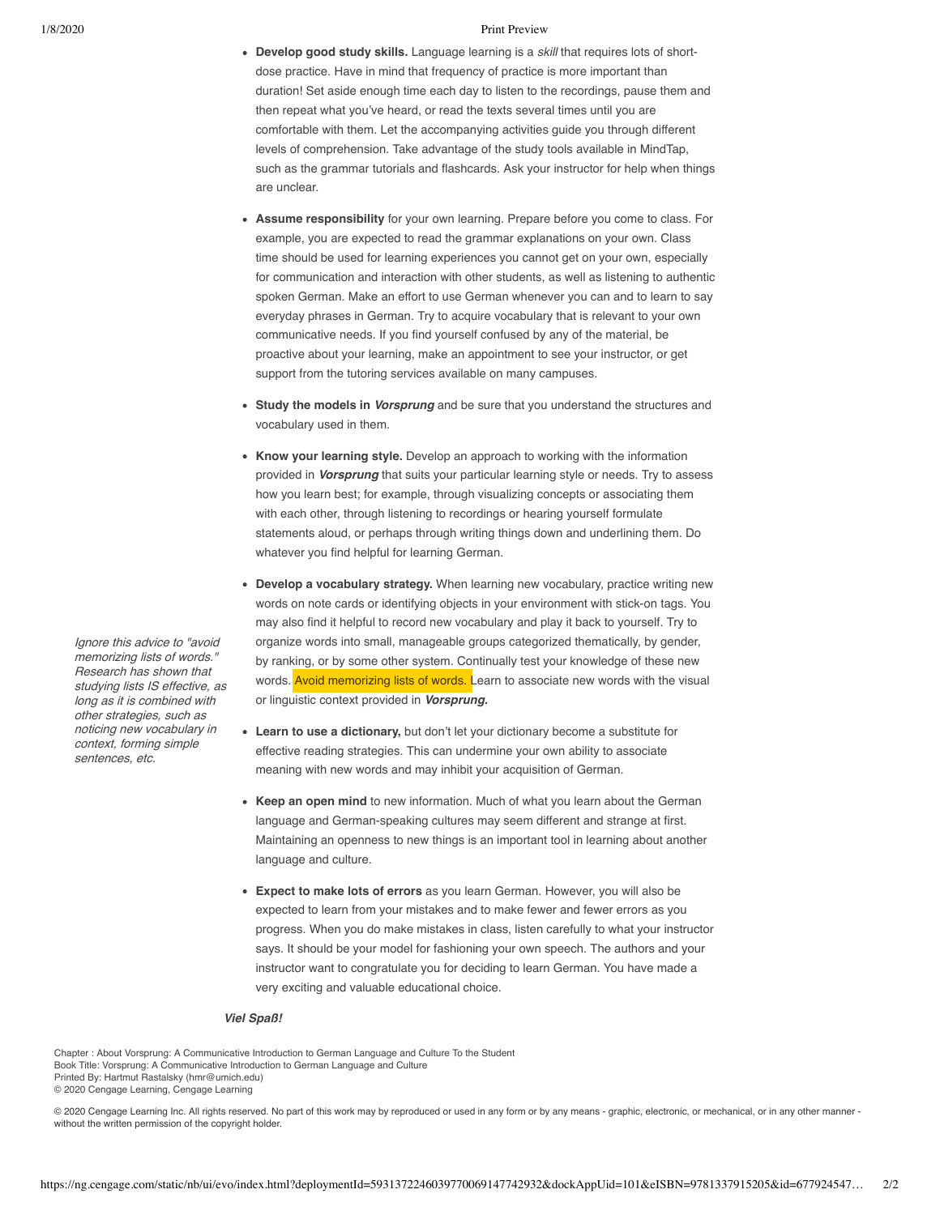- **Develop good study skills.** Language learning is a *skill* that requires lots of short-dose practice. Have in mind that frequency of practice is more important than duration! Set aside enough time each day to listen to the recordings, pause them and then repeat what you've heard, or read the texts several times until you are comfortable with them. Let the accompanying activities guide you through different levels of comprehension. Take advantage of the study tools available in MindTap, such as the grammar tutorials and flashcards. Ask your instructor for help when things are unclear.

- **Assume responsibility** for your own learning. Prepare before you come to class. For example, you are expected to read the grammar explanations on your own. Class time should be used for learning experiences you cannot get on your own, especially for communication and interaction with other students, as well as listening to authentic spoken German. Make an effort to use German whenever you can and to learn to say everyday phrases in German. Try to acquire vocabulary that is relevant to your own communicative needs. If you find yourself confused by any of the material, be proactive about your learning, make an appointment to see your instructor, or get support from the tutoring services available on many campuses.

- **Study the models in *Vorsprung*** and be sure that you understand the structures and vocabulary used in them.

- **Know your learning style.** Develop an approach to working with the information provided in ***Vorsprung*** that suits your particular learning style or needs. Try to assess how you learn best; for example, through visualizing concepts or associating them with each other, through listening to recordings or hearing yourself formulate statements aloud, or perhaps through writing things down and underlining them. Do whatever you find helpful for learning German.

- **Develop a vocabulary strategy.** When learning new vocabulary, practice writing new words on note cards or identifying objects in your environment with stick-on tags. You may also find it helpful to record new vocabulary and play it back to yourself. Try to organize words into small, manageable groups categorized thematically, by gender, by ranking, or by some other system. Continually test your knowledge of these new words. Avoid memorizing lists of words. Learn to associate new words with the visual or linguistic context provided in ***Vorsprung.***

*Ignore this advice to "avoid memorizing lists of words." Research has shown that studying lists IS effective, as long as it is combined with other strategies, such as noticing new vocabulary in context, forming simple sentences, etc.*

- **Learn to use a dictionary,** but don't let your dictionary become a substitute for effective reading strategies. This can undermine your own ability to associate meaning with new words and may inhibit your acquisition of German.

- **Keep an open mind** to new information. Much of what you learn about the German language and German-speaking cultures may seem different and strange at first. Maintaining an openness to new things is an important tool in learning about another language and culture.

- **Expect to make lots of errors** as you learn German. However, you will also be expected to learn from your mistakes and to make fewer and fewer errors as you progress. When you do make mistakes in class, listen carefully to what your instructor says. It should be your model for fashioning your own speech. The authors and your instructor want to congratulate you for deciding to learn German. You have made a very exciting and valuable educational choice.

***Viel Spaß!***

Chapter : About Vorsprung: A Communicative Introduction to German Language and Culture To the Student
Book Title: Vorsprung: A Communicative Introduction to German Language and Culture
Printed By: Hartmut Rastalsky (hmr@umich.edu)
© 2020 Cengage Learning, Cengage Learning

© 2020 Cengage Learning Inc. All rights reserved. No part of this work may by reproduced or used in any form or by any means - graphic, electronic, or mechanical, or in any other manner - without the written permission of the copyright holder.